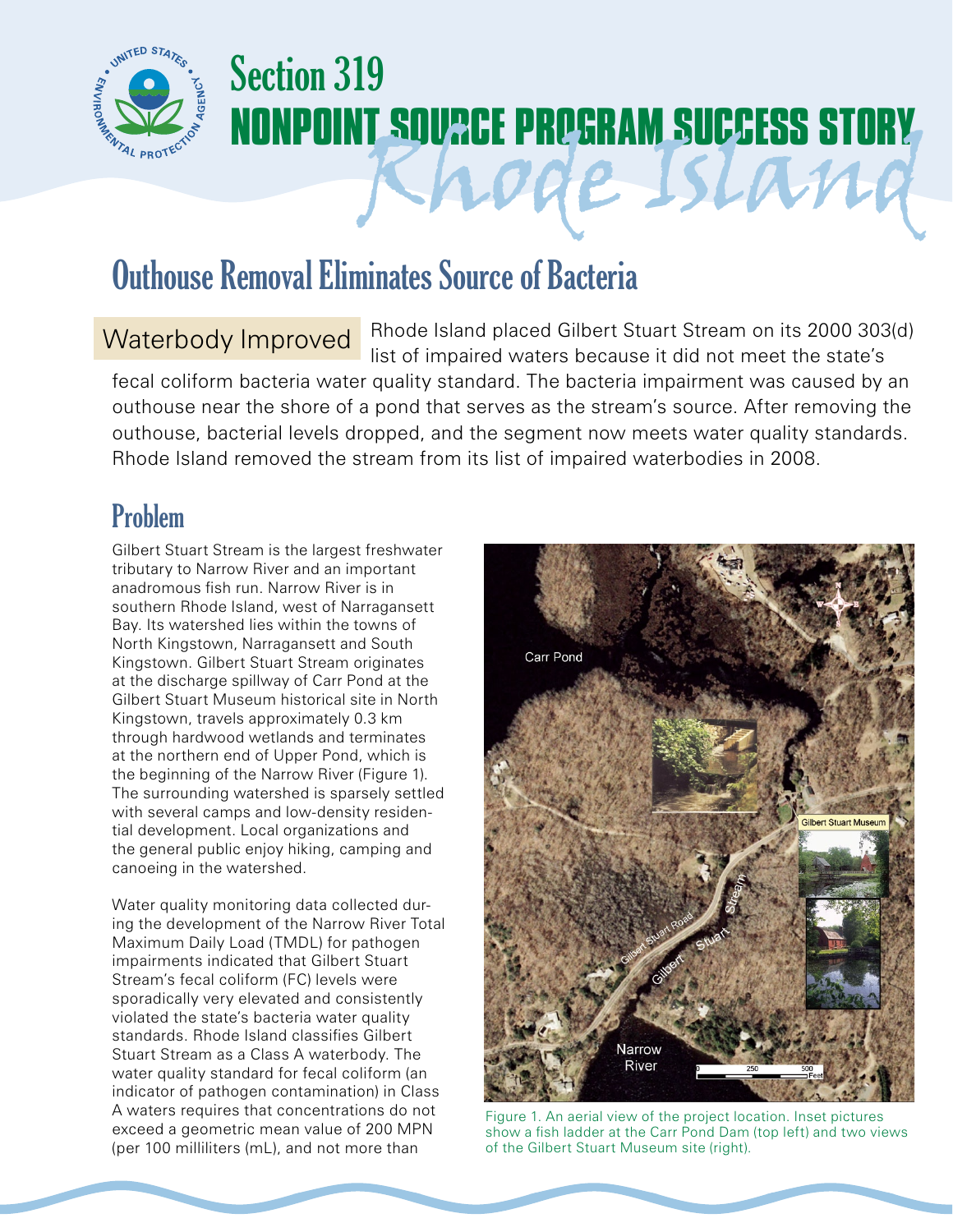# Section 319 NONPOINT SOURCE PROGRAM SUCCESS STORY

# Rhode Island

## Outhouse Removal Eliminates Source of Bacteria

**Waterbody Improved** Rhode Island placed Gilbert Stuart Stream on its 2000 303(d) list of impaired waters because it did not meet the state's fecal coliform bacteria water quality standard. The bacteria impairment was caused by an outhouse near the shore of a pond that serves as the stream's source. After removing the outhouse, bacterial levels dropped, and the segment now meets water quality standards. Rhode Island removed the stream from its list of impaired waterbodies in 2008.

## Problem

Gilbert Stuart Stream is the largest freshwater tributary to Narrow River and an important anadromous fish run. Narrow River is in southern Rhode Island, west of Narragansett Bay. Its watershed lies within the towns of North Kingstown, Narragansett and South Kingstown. Gilbert Stuart Stream originates at the discharge spillway of Carr Pond at the Gilbert Stuart Museum historical site in North Kingstown, travels approximately 0.3 km through hardwood wetlands and terminates at the northern end of Upper Pond, which is the beginning of the Narrow River (Figure 1). The surrounding watershed is sparsely settled with several camps and low-density residential development. Local organizations and the general public enjoy hiking, camping and canoeing in the watershed.

Water quality monitoring data collected during the development of the Narrow River Total Maximum Daily Load (TMDL) for pathogen impairments indicated that Gilbert Stuart Stream's fecal coliform (FC) levels were sporadically very elevated and consistently violated the state's bacteria water quality standards. Rhode Island classifies Gilbert Stuart Stream as a Class A waterbody. The water quality standard for fecal coliform (an indicator of pathogen contamination) in Class A waters requires that concentrations do not exceed a geometric mean value of 200 MPN (per 100 milliliters (mL), and not more than

Figure 1. An aerial view of the project location. Inset pictures show a fish ladder at the Carr Pond Dam (top left) and two views of the Gilbert Stuart Museum site (right).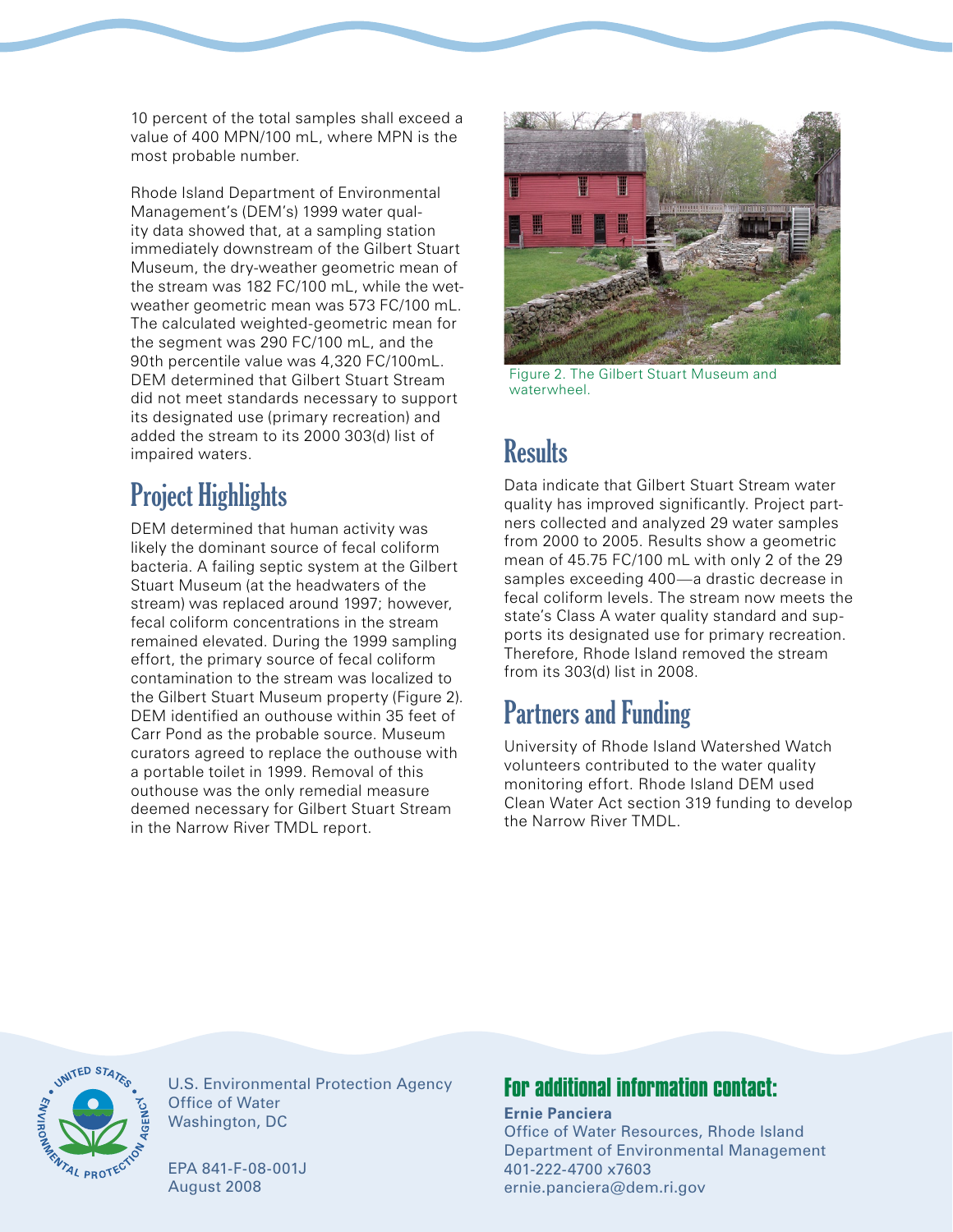10 percent of the total samples shall exceed a value of 400 MPN/100 mL, where MPN is the most probable number.

Rhode Island Department of Environmental Management's (DEM's) 1999 water quality data showed that, at a sampling station immediately downstream of the Gilbert Stuart Museum, the dry-weather geometric mean of the stream was 182 FC/100 mL, while the wet-weather geometric mean was 573 FC/100 mL. The calculated weighted-geometric mean for the segment was 290 FC/100 mL, and the 90th percentile value was 4,320 FC/100mL. DEM determined that Gilbert Stuart Stream did not meet standards necessary to support its designated use (primary recreation) and added the stream to its 2000 303(d) list of impaired waters.

## Project Highlights

DEM determined that human activity was likely the dominant source of fecal coliform bacteria. A failing septic system at the Gilbert Stuart Museum (at the headwaters of the stream) was replaced around 1997; however, fecal coliform concentrations in the stream remained elevated. During the 1999 sampling effort, the primary source of fecal coliform contamination to the stream was localized to the Gilbert Stuart Museum property (Figure 2). DEM identified an outhouse within 35 feet of Carr Pond as the probable source. Museum curators agreed to replace the outhouse with a portable toilet in 1999. Removal of this outhouse was the only remedial measure deemed necessary for Gilbert Stuart Stream in the Narrow River TMDL report.

Figure 2. The Gilbert Stuart Museum and waterwheel.

## Results

Data indicate that Gilbert Stuart Stream water quality has improved significantly. Project partners collected and analyzed 29 water samples from 2000 to 2005. Results show a geometric mean of 45.75 FC/100 mL with only 2 of the 29 samples exceeding 400—a drastic decrease in fecal coliform levels. The stream now meets the state's Class A water quality standard and supports its designated use for primary recreation. Therefore, Rhode Island removed the stream from its 303(d) list in 2008.

## Partners and Funding

University of Rhode Island Watershed Watch volunteers contributed to the water quality monitoring effort. Rhode Island DEM used Clean Water Act section 319 funding to develop the Narrow River TMDL.

U.S. Environmental Protection Agency
Office of Water
Washington, DC

EPA 841-F-08-001J
August 2008

## For additional information contact:

**Ernie Panciera**
Office of Water Resources, Rhode Island Department of Environmental Management
401-222-4700 x7603
ernie.panciera@dem.ri.gov